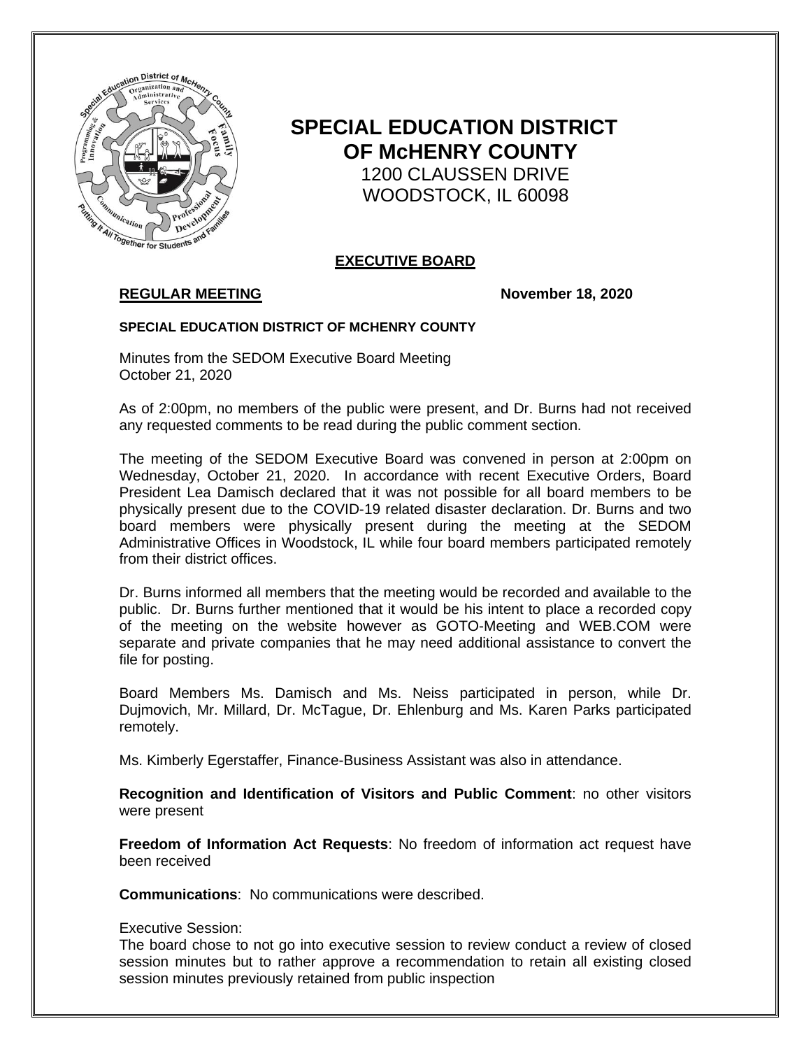# SPECIAL EDUCATION DISTRICT OF McHENRY COUNTY

1200 CLAUSSEN DRIVE
WOODSTOCK, IL 60098

## EXECUTIVE BOARD

**REGULAR MEETING** **November 18, 2020**

**SPECIAL EDUCATION DISTRICT OF MCHENRY COUNTY**

Minutes from the SEDOM Executive Board Meeting
October 21, 2020

As of 2:00pm, no members of the public were present, and Dr. Burns had not received any requested comments to be read during the public comment section.

The meeting of the SEDOM Executive Board was convened in person at 2:00pm on Wednesday, October 21, 2020. In accordance with recent Executive Orders, Board President Lea Damisch declared that it was not possible for all board members to be physically present due to the COVID-19 related disaster declaration. Dr. Burns and two board members were physically present during the meeting at the SEDOM Administrative Offices in Woodstock, IL while four board members participated remotely from their district offices.

Dr. Burns informed all members that the meeting would be recorded and available to the public. Dr. Burns further mentioned that it would be his intent to place a recorded copy of the meeting on the website however as GOTO-Meeting and WEB.COM were separate and private companies that he may need additional assistance to convert the file for posting.

Board Members Ms. Damisch and Ms. Neiss participated in person, while Dr. Dujmovich, Mr. Millard, Dr. McTague, Dr. Ehlenburg and Ms. Karen Parks participated remotely.

Ms. Kimberly Egerstaffer, Finance-Business Assistant was also in attendance.

**Recognition and Identification of Visitors and Public Comment**: no other visitors were present

**Freedom of Information Act Requests**: No freedom of information act request have been received

**Communications**: No communications were described.

Executive Session:
The board chose to not go into executive session to review conduct a review of closed session minutes but to rather approve a recommendation to retain all existing closed session minutes previously retained from public inspection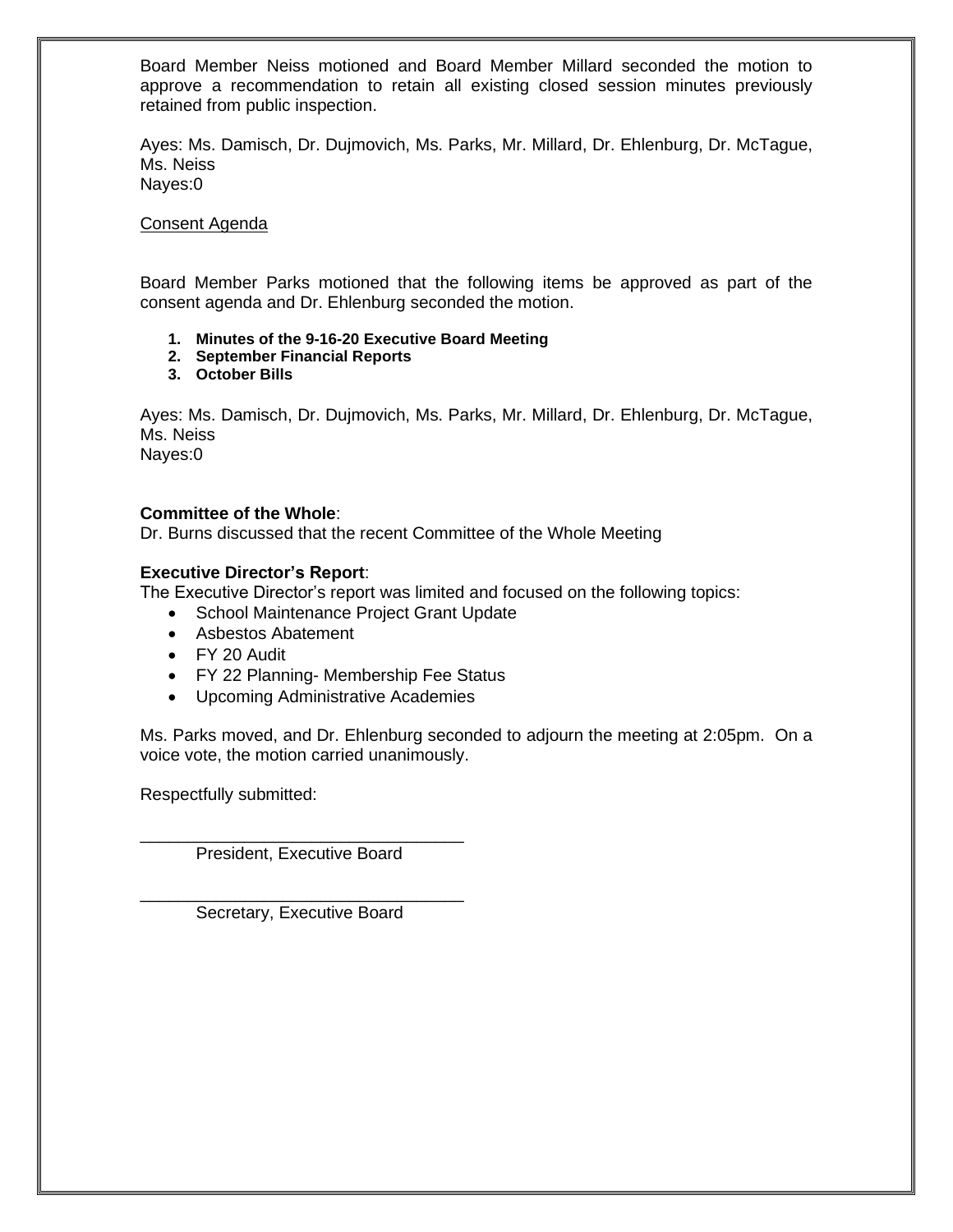Board Member Neiss motioned and Board Member Millard seconded the motion to approve a recommendation to retain all existing closed session minutes previously retained from public inspection.

Ayes: Ms. Damisch, Dr. Dujmovich, Ms. Parks, Mr. Millard, Dr. Ehlenburg, Dr. McTague, Ms. Neiss
Nayes:0

Consent Agenda

Board Member Parks motioned that the following items be approved as part of the consent agenda and Dr. Ehlenburg seconded the motion.

1. **Minutes of the 9-16-20 Executive Board Meeting**
2. **September Financial Reports**
3. **October Bills**

Ayes: Ms. Damisch, Dr. Dujmovich, Ms. Parks, Mr. Millard, Dr. Ehlenburg, Dr. McTague, Ms. Neiss
Nayes:0

**Committee of the Whole**:
Dr. Burns discussed that the recent Committee of the Whole Meeting

**Executive Director's Report**:
The Executive Director's report was limited and focused on the following topics:

- School Maintenance Project Grant Update
- Asbestos Abatement
- FY 20 Audit
- FY 22 Planning- Membership Fee Status
- Upcoming Administrative Academies

Ms. Parks moved, and Dr. Ehlenburg seconded to adjourn the meeting at 2:05pm. On a voice vote, the motion carried unanimously.

Respectfully submitted:

_________________________________
President, Executive Board

_________________________________
Secretary, Executive Board